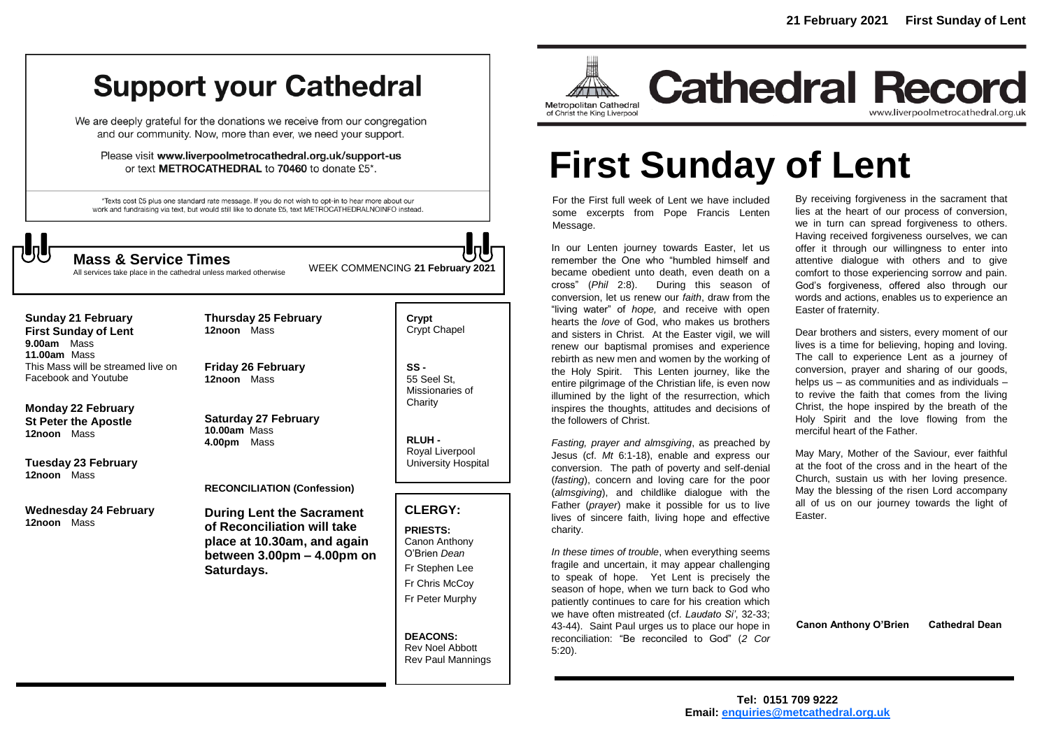# Support your Cathedral

We are deeply grateful for the donations we receive from our congregation and our community. Now, more than ever, we need your support.

Please visit **www.liverpoolmetrocathedral.org.uk/support-us** or text **METROCATHEDRAL** to **70460** to donate £5*.

*Texts cost £5 plus one standard rate message. If you do not wish to opt-in to hear more about our work and fundraising via text, but would still like to donate £5, text METROCATHEDRALNOINFO instead.

## Mass & Service Times

All services take place in the cathedral unless marked otherwise

WEEK COMMENCING **21 February 2021**

**Sunday 21 February**
**First Sunday of Lent**
**9.00am** Mass
**11.00am** Mass
This Mass will be streamed live on Facebook and Youtube

**Monday 22 February**
**St Peter the Apostle**
**12noon** Mass

**Tuesday 23 February**
**12noon** Mass

**Wednesday 24 February**
**12noon** Mass

**Thursday 25 February**
**12noon** Mass

**Friday 26 February**
**12noon** Mass

**Saturday 27 February**
**10.00am** Mass
**4.00pm** Mass

**RECONCILIATION (Confession)**

**During Lent the Sacrament of Reconciliation will take place at 10.30am, and again between 3.00pm – 4.00pm on Saturdays.**

**Crypt** Crypt Chapel

**SS -** 55 Seel St, Missionaries of Charity

**RLUH -** Royal Liverpool University Hospital

## CLERGY:

**PRIESTS:**
Canon Anthony O'Brien *Dean*
Fr Stephen Lee
Fr Chris McCoy
Fr Peter Murphy

**DEACONS:**
Rev Noel Abbott
Rev Paul Mannings

**21 February 2021 First Sunday of Lent**

Metropolitan Cathedral of Christ the King Liverpool

# Cathedral Record

www.liverpoolmetrocathedral.org.uk

# First Sunday of Lent

For the First full week of Lent we have included some excerpts from Pope Francis Lenten Message.

In our Lenten journey towards Easter, let us remember the One who "humbled himself and became obedient unto death, even death on a cross" (*Phil* 2:8). During this season of conversion, let us renew our *faith*, draw from the "living water" of *hope,* and receive with open hearts the *love* of God, who makes us brothers and sisters in Christ. At the Easter vigil, we will renew our baptismal promises and experience rebirth as new men and women by the working of the Holy Spirit. This Lenten journey, like the entire pilgrimage of the Christian life, is even now illumined by the light of the resurrection, which inspires the thoughts, attitudes and decisions of the followers of Christ.

*Fasting, prayer and almsgiving*, as preached by Jesus (cf. *Mt* 6:1-18), enable and express our conversion. The path of poverty and self-denial (*fasting*), concern and loving care for the poor (*almsgiving*), and childlike dialogue with the Father (*prayer*) make it possible for us to live lives of sincere faith, living hope and effective charity.

*In these times of trouble*, when everything seems fragile and uncertain, it may appear challenging to speak of hope. Yet Lent is precisely the season of hope, when we turn back to God who patiently continues to care for his creation which we have often mistreated (cf. *Laudato Si'*, 32-33; 43-44). Saint Paul urges us to place our hope in reconciliation: "Be reconciled to God" (*2 Cor* 5:20).

By receiving forgiveness in the sacrament that lies at the heart of our process of conversion, we in turn can spread forgiveness to others. Having received forgiveness ourselves, we can offer it through our willingness to enter into attentive dialogue with others and to give comfort to those experiencing sorrow and pain. God's forgiveness, offered also through our words and actions, enables us to experience an Easter of fraternity.

Dear brothers and sisters, every moment of our lives is a time for believing, hoping and loving. The call to experience Lent as a journey of conversion, prayer and sharing of our goods, helps us – as communities and as individuals – to revive the faith that comes from the living Christ, the hope inspired by the breath of the Holy Spirit and the love flowing from the merciful heart of the Father.

May Mary, Mother of the Saviour, ever faithful at the foot of the cross and in the heart of the Church, sustain us with her loving presence. May the blessing of the risen Lord accompany all of us on our journey towards the light of Easter.

**Canon Anthony O'Brien Cathedral Dean**

**Tel: 0151 709 9222**
**Email: enquiries@metcathedral.org.uk**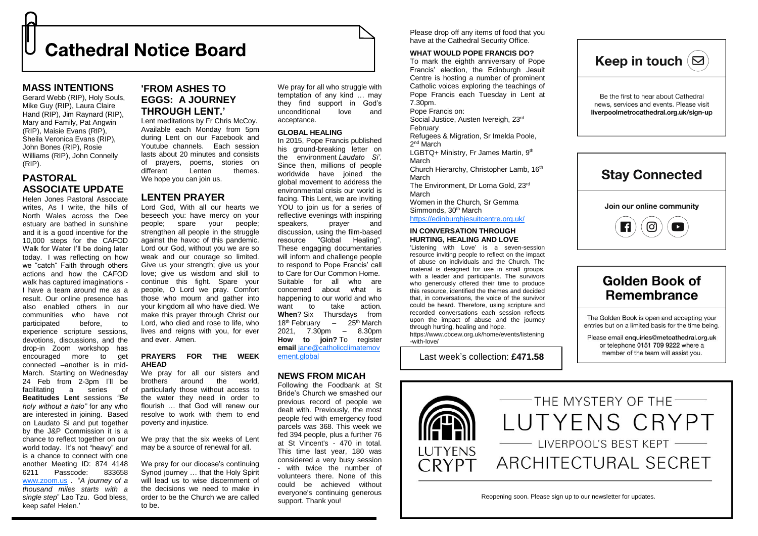# Cathedral Notice Board

## MASS INTENTIONS

Gerard Webb (RIP), Holy Souls, Mike Guy (RIP), Laura Claire Hand (RIP), Jim Raynard (RIP), Mary and Family, Pat Angwin (RIP), Maisie Evans (RIP), Sheila Veronica Evans (RIP), John Bones (RIP), Rosie Williams (RIP), John Connelly (RIP).

## PASTORAL ASSOCIATE UPDATE

Helen Jones Pastoral Associate writes, As I write, the hills of North Wales across the Dee estuary are bathed in sunshine and it is a good incentive for the 10,000 steps for the CAFOD Walk for Water I'll be doing later today. I was reflecting on how we "catch" Faith through others actions and how the CAFOD walk has captured imaginations - I have a team around me as a result. Our online presence has also enabled others in our communities who have not participated before, to experience scripture sessions, devotions, discussions, and the drop-in Zoom workshop has encouraged more to get connected –another is in mid-March. Starting on Wednesday 24 Feb from 2-3pm I'll be facilitating a series of **Beatitudes Lent** sessions *"Be holy without a halo"* for any who are interested in joining. Based on Laudato Si and put together by the J&P Commission it is a chance to reflect together on our world today. It's not "heavy" and is a chance to connect with one another Meeting ID: 874 4148 6211 Passcode: 833658 www.zoom.us . "*A journey of a thousand miles starts with a single step*" Lao Tzu. God bless, keep safe! Helen.'

## 'FROM ASHES TO EGGS: A JOURNEY THROUGH LENT.'

Lent meditations by Fr Chris McCoy. Available each Monday from 5pm during Lent on our Facebook and Youtube channels. Each session lasts about 20 minutes and consists of prayers, poems, stories on different Lenten themes. We hope you can join us.

## LENTEN PRAYER

Lord God, With all our hearts we beseech you: have mercy on your people; spare your people; strengthen all people in the struggle against the havoc of this pandemic. Lord our God, without you we are so weak and our courage so limited. Give us your strength; give us your love; give us wisdom and skill to continue this fight. Spare your people, O Lord we pray. Comfort those who mourn and gather into your kingdom all who have died. We make this prayer through Christ our Lord, who died and rose to life, who lives and reigns with you, for ever and ever. Amen.

### PRAYERS FOR THE WEEK AHEAD

We pray for all our sisters and brothers around the world, particularly those without access to the water they need in order to flourish … that God will renew our resolve to work with them to end poverty and injustice.

We pray that the six weeks of Lent may be a source of renewal for all.

We pray for our diocese's continuing Synod journey … that the Holy Spirit will lead us to wise discernment of the decisions we need to make in order to be the Church we are called to be.

We pray for all who struggle with temptation of any kind … may they find support in God's unconditional love and acceptance.

### GLOBAL HEALING

In 2015, Pope Francis published his ground-breaking letter on the environment *Laudato Si'*. Since then, millions of people worldwide have joined the global movement to address the environmental crisis our world is facing. This Lent, we are inviting YOU to join us for a series of reflective evenings with inspiring speakers, prayer and discussion, using the film-based resource "Global Healing". These engaging documentaries will inform and challenge people to respond to Pope Francis' call to Care for Our Common Home. Suitable for all who are concerned about what is happening to our world and who want to take action. **When**? Six Thursdays from 18th February – 25th March 2021, 7.30pm – 8.30pm **How to join?** To register **email** jane@catholicclimatemovement.global

## NEWS FROM MICAH

Following the Foodbank at St Bride's Church we smashed our previous record of people we dealt with. Previously, the most people fed with emergency food parcels was 368. This week we fed 394 people, plus a further 76 at St Vincent's - 470 in total. This time last year, 180 was considered a very busy session - with twice the number of volunteers there. None of this could be achieved without everyone's continuing generous support. Thank you!

Please drop off any items of food that you have at the Cathedral Security Office.

### WHAT WOULD POPE FRANCIS DO?

To mark the eighth anniversary of Pope Francis' election, the Edinburgh Jesuit Centre is hosting a number of prominent Catholic voices exploring the teachings of Pope Francis each Tuesday in Lent at 7.30pm.

Pope Francis on:

Social Justice, Austen Ivereigh, 23rd February

Refugees & Migration, Sr Imelda Poole, 2nd March

LGBTQ+ Ministry, Fr James Martin, 9th March

Church Hierarchy, Christopher Lamb, 16th March

The Environment, Dr Lorna Gold, 23rd March

Women in the Church, Sr Gemma Simmonds, 30th March

https://edinburghjesuitcentre.org.uk/

### IN CONVERSATION THROUGH HURTING, HEALING AND LOVE

'Listening with Love' is a seven-session resource inviting people to reflect on the impact of abuse on individuals and the Church. The material is designed for use in small groups, with a leader and participants. The survivors who generously offered their time to produce this resource, identified the themes and decided that, in conversations, the voice of the survivor could be heard. Therefore, using scripture and recorded conversations each session reflects upon the impact of abuse and the journey through hurting, healing and hope.

https://www.cbcew.org.uk/home/events/listening-with-love/

Last week's collection: **£471.58**

## Keep in touch

Be the first to hear about Cathedral news, services and events. Please visit **liverpoolmetrocathedral.org.uk/sign-up**

## Stay Connected

**Join our online community**

## Golden Book of Remembrance

The Golden Book is open and accepting your entries but on a limited basis for the time being.

Please email **enquiries@metcathedral.org.uk** or telephone **0151 709 9222** where a member of the team will assist you.

LUTYENS CRYPT

THE MYSTERY OF THE LUTYENS CRYPT — LIVERPOOL'S BEST KEPT ARCHITECTURAL SECRET

Reopening soon. Please sign up to our newsletter for updates.